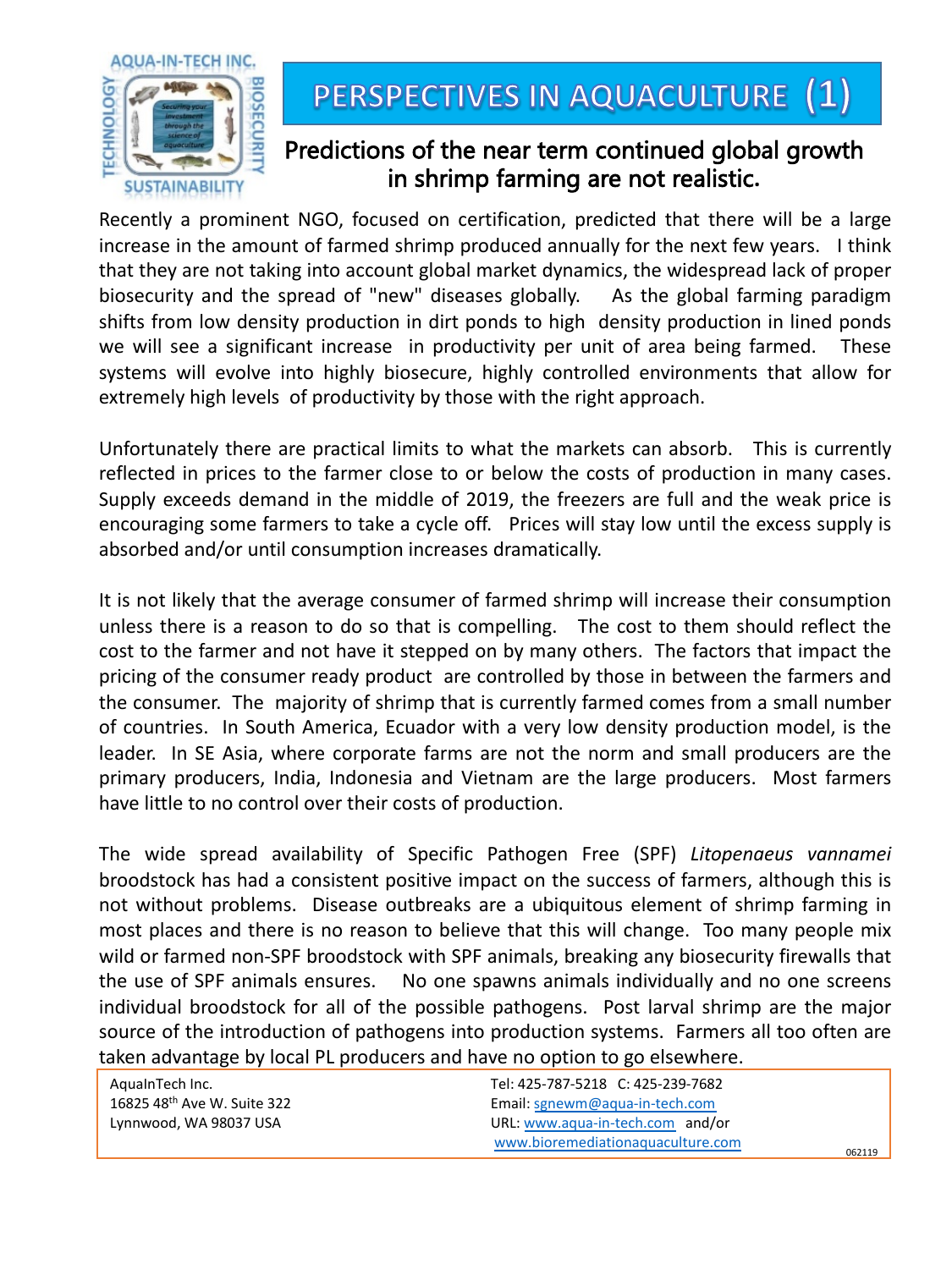AQUA-IN-TECH INC.

TECHNOLOGY · BIOSECURITY · SUSTAINABILITY

*Securing your investment through the science of aquaculture*

# PERSPECTIVES IN AQUACULTURE (1)

## Predictions of the near term continued global growth in shrimp farming are not realistic.

Recently a prominent NGO, focused on certification, predicted that there will be a large increase in the amount of farmed shrimp produced annually for the next few years. I think that they are not taking into account global market dynamics, the widespread lack of proper biosecurity and the spread of "new" diseases globally. As the global farming paradigm shifts from low density production in dirt ponds to high density production in lined ponds we will see a significant increase in productivity per unit of area being farmed. These systems will evolve into highly biosecure, highly controlled environments that allow for extremely high levels of productivity by those with the right approach.

Unfortunately there are practical limits to what the markets can absorb. This is currently reflected in prices to the farmer close to or below the costs of production in many cases. Supply exceeds demand in the middle of 2019, the freezers are full and the weak price is encouraging some farmers to take a cycle off. Prices will stay low until the excess supply is absorbed and/or until consumption increases dramatically.

It is not likely that the average consumer of farmed shrimp will increase their consumption unless there is a reason to do so that is compelling. The cost to them should reflect the cost to the farmer and not have it stepped on by many others. The factors that impact the pricing of the consumer ready product are controlled by those in between the farmers and the consumer. The majority of shrimp that is currently farmed comes from a small number of countries. In South America, Ecuador with a very low density production model, is the leader. In SE Asia, where corporate farms are not the norm and small producers are the primary producers, India, Indonesia and Vietnam are the large producers. Most farmers have little to no control over their costs of production.

The wide spread availability of Specific Pathogen Free (SPF) *Litopenaeus vannamei* broodstock has had a consistent positive impact on the success of farmers, although this is not without problems. Disease outbreaks are a ubiquitous element of shrimp farming in most places and there is no reason to believe that this will change. Too many people mix wild or farmed non-SPF broodstock with SPF animals, breaking any biosecurity firewalls that the use of SPF animals ensures. No one spawns animals individually and no one screens individual broodstock for all of the possible pathogens. Post larval shrimp are the major source of the introduction of pathogens into production systems. Farmers all too often are taken advantage by local PL producers and have no option to go elsewhere.

AquaInTech Inc.
16825 48th Ave W. Suite 322
Lynnwood, WA 98037 USA

Tel: 425-787-5218 C: 425-239-7682
Email: sgnewm@aqua-in-tech.com
URL: www.aqua-in-tech.com and/or
www.bioremediationaquaculture.com

062119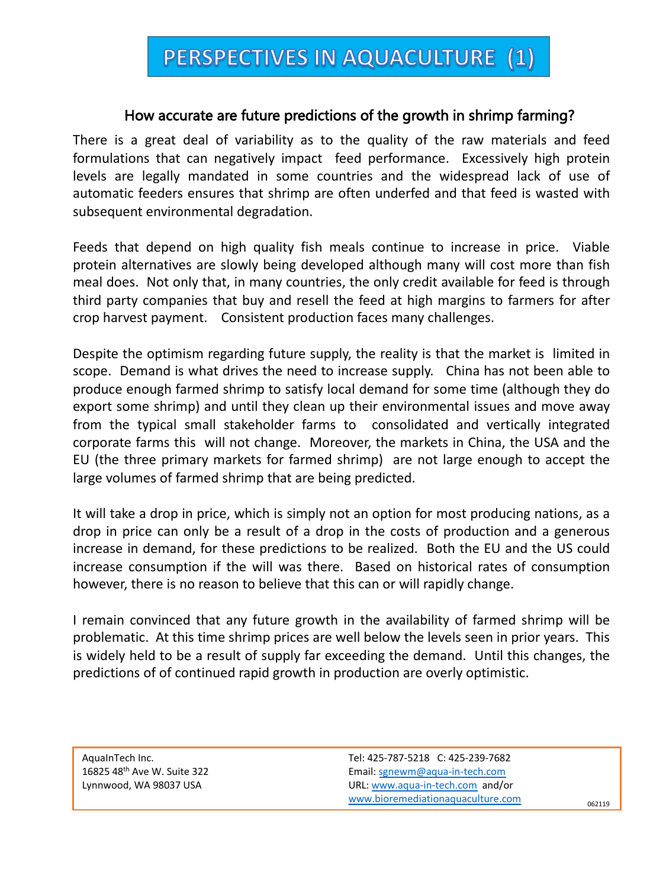# PERSPECTIVES IN AQUACULTURE (1)

## How accurate are future predictions of the growth in shrimp farming?

There is a great deal of variability as to the quality of the raw materials and feed formulations that can negatively impact feed performance. Excessively high protein levels are legally mandated in some countries and the widespread lack of use of automatic feeders ensures that shrimp are often underfed and that feed is wasted with subsequent environmental degradation.

Feeds that depend on high quality fish meals continue to increase in price. Viable protein alternatives are slowly being developed although many will cost more than fish meal does. Not only that, in many countries, the only credit available for feed is through third party companies that buy and resell the feed at high margins to farmers for after crop harvest payment. Consistent production faces many challenges.

Despite the optimism regarding future supply, the reality is that the market is limited in scope. Demand is what drives the need to increase supply. China has not been able to produce enough farmed shrimp to satisfy local demand for some time (although they do export some shrimp) and until they clean up their environmental issues and move away from the typical small stakeholder farms to consolidated and vertically integrated corporate farms this will not change. Moreover, the markets in China, the USA and the EU (the three primary markets for farmed shrimp) are not large enough to accept the large volumes of farmed shrimp that are being predicted.

It will take a drop in price, which is simply not an option for most producing nations, as a drop in price can only be a result of a drop in the costs of production and a generous increase in demand, for these predictions to be realized. Both the EU and the US could increase consumption if the will was there. Based on historical rates of consumption however, there is no reason to believe that this can or will rapidly change.

I remain convinced that any future growth in the availability of farmed shrimp will be problematic. At this time shrimp prices are well below the levels seen in prior years. This is widely held to be a result of supply far exceeding the demand. Until this changes, the predictions of of continued rapid growth in production are overly optimistic.

AquaInTech Inc.
16825 48th Ave W. Suite 322
Lynnwood, WA 98037 USA

Tel: 425-787-5218 C: 425-239-7682
Email: sgnewm@aqua-in-tech.com
URL: www.aqua-in-tech.com and/or www.bioremediationaquaculture.com

062119